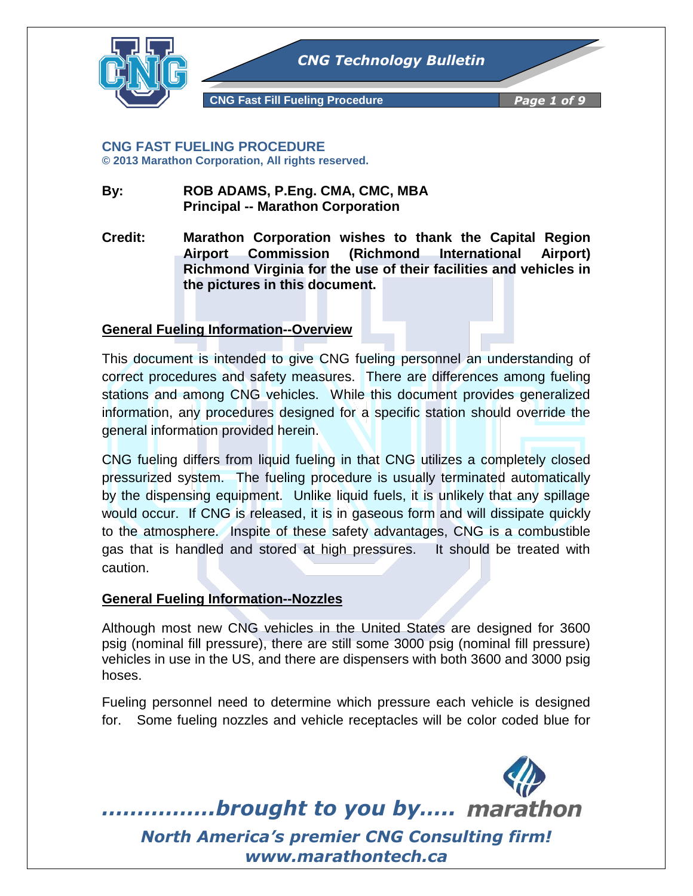## CNG FAST FUELING PROCEDURE

**© 2013 Marathon Corporation, All rights reserved.**

**By:** **ROB ADAMS, P.Eng. CMA, CMC, MBA**
**Principal -- Marathon Corporation**

**Credit:** **Marathon Corporation wishes to thank the Capital Region Airport Commission (Richmond International Airport) Richmond Virginia for the use of their facilities and vehicles in the pictures in this document.**

### General Fueling Information--Overview

This document is intended to give CNG fueling personnel an understanding of correct procedures and safety measures. There are differences among fueling stations and among CNG vehicles. While this document provides generalized information, any procedures designed for a specific station should override the general information provided herein.

CNG fueling differs from liquid fueling in that CNG utilizes a completely closed pressurized system. The fueling procedure is usually terminated automatically by the dispensing equipment. Unlike liquid fuels, it is unlikely that any spillage would occur. If CNG is released, it is in gaseous form and will dissipate quickly to the atmosphere. Inspite of these safety advantages, CNG is a combustible gas that is handled and stored at high pressures. It should be treated with caution.

### General Fueling Information--Nozzles

Although most new CNG vehicles in the United States are designed for 3600 psig (nominal fill pressure), there are still some 3000 psig (nominal fill pressure) vehicles in use in the US, and there are dispensers with both 3600 and 3000 psig hoses.

Fueling personnel need to determine which pressure each vehicle is designed for. Some fueling nozzles and vehicle receptacles will be color coded blue for

*................brought to you by..... marathon*

*North America's premier CNG Consulting firm!*
*www.marathontech.ca*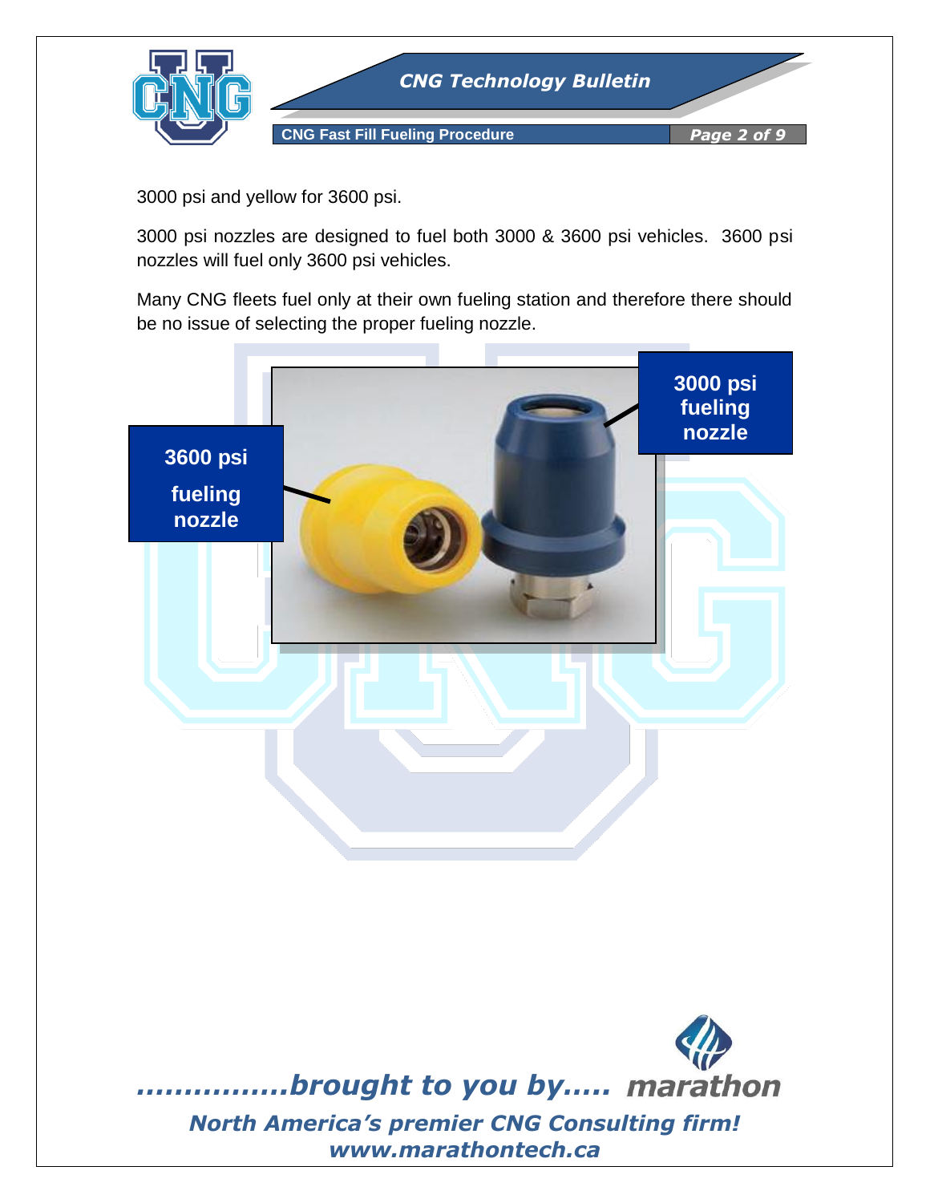3000 psi and yellow for 3600 psi.

3000 psi nozzles are designed to fuel both 3000 & 3600 psi vehicles. 3600 psi nozzles will fuel only 3600 psi vehicles.

Many CNG fleets fuel only at their own fueling station and therefore there should be no issue of selecting the proper fueling nozzle.

**3600 psi fueling nozzle**

**3000 psi fueling nozzle**

*................brought to you by..... marathon*

*North America's premier CNG Consulting firm!*
*www.marathontech.ca*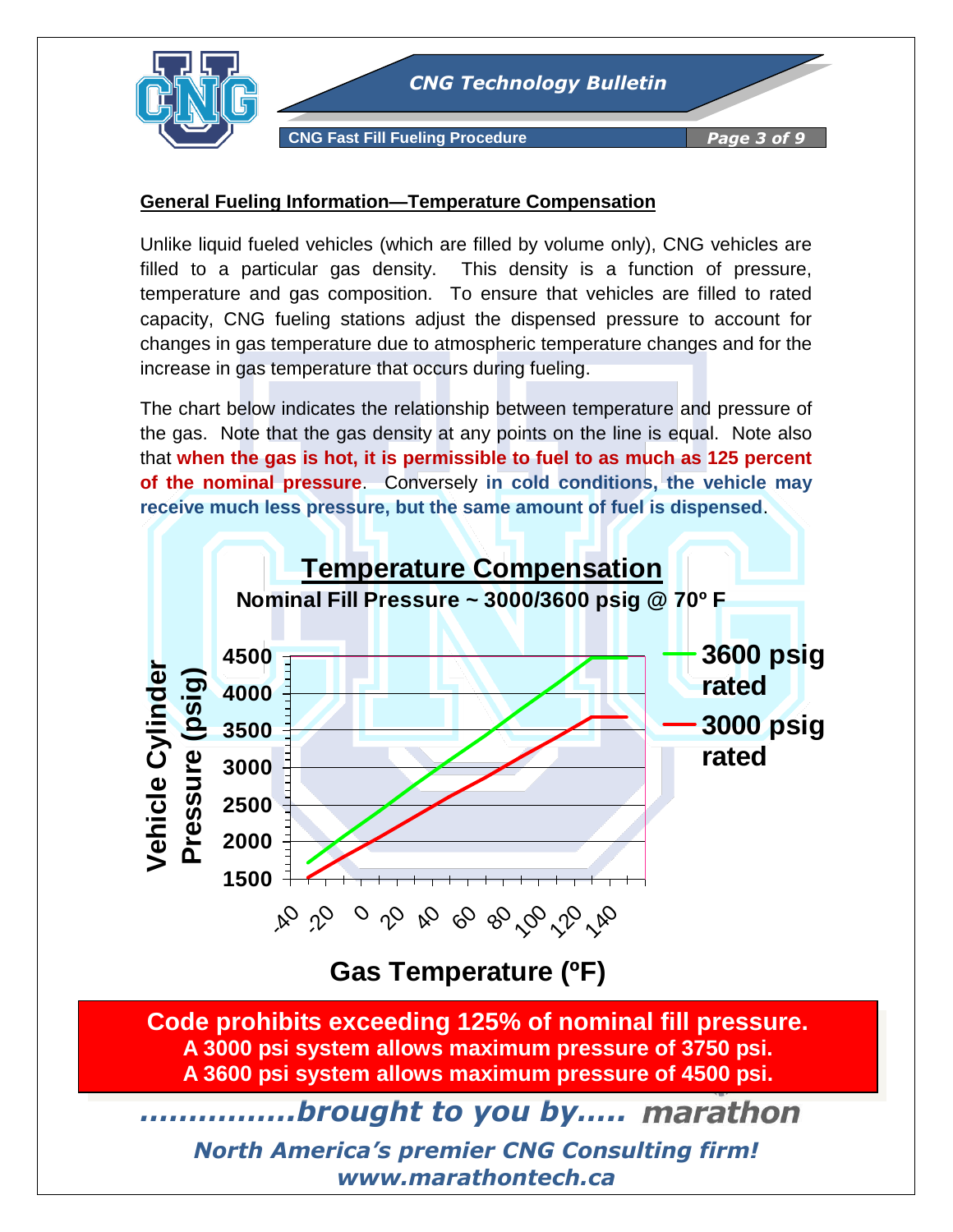## General Fueling Information—Temperature Compensation

Unlike liquid fueled vehicles (which are filled by volume only), CNG vehicles are filled to a particular gas density. This density is a function of pressure, temperature and gas composition. To ensure that vehicles are filled to rated capacity, CNG fueling stations adjust the dispensed pressure to account for changes in gas temperature due to atmospheric temperature changes and for the increase in gas temperature that occurs during fueling.

The chart below indicates the relationship between temperature and pressure of the gas. Note that the gas density at any points on the line is equal. Note also that **when the gas is hot, it is permissible to fuel to as much as 125 percent of the nominal pressure**. Conversely **in cold conditions, the vehicle may receive much less pressure, but the same amount of fuel is dispensed**.

**Temperature Compensation**

**Nominal Fill Pressure ~ 3000/3600 psig @ 70º F**

Vehicle Cylinder Pressure (psig): 1500, 2000, 2500, 3000, 3500, 4000, 4500

Gas Temperature (ºF): -40, -20, 0, 20, 40, 60, 80, 100, 120, 140

Legend: 3600 psig rated; 3000 psig rated

**Code prohibits exceeding 125% of nominal fill pressure.**
**A 3000 psi system allows maximum pressure of 3750 psi.**
**A 3600 psi system allows maximum pressure of 4500 psi.**

*................brought to you by..... marathon*

*North America's premier CNG Consulting firm!*
*www.marathontech.ca*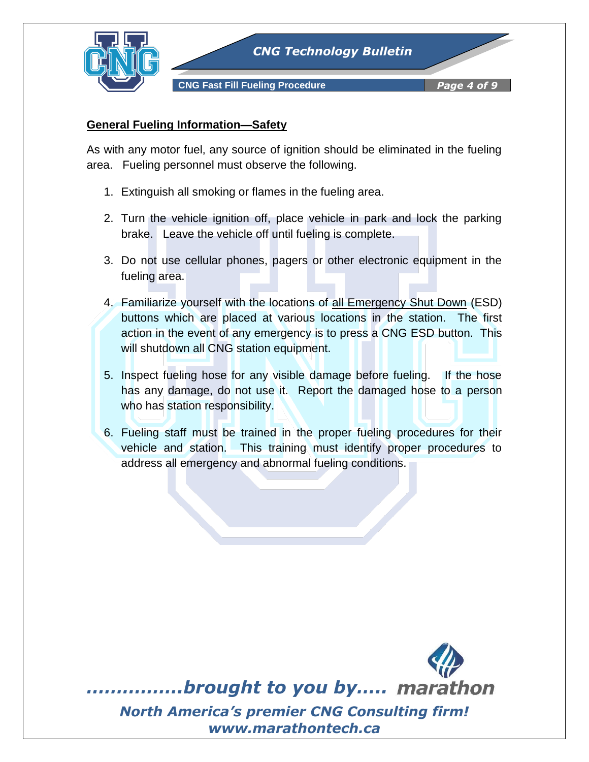## General Fueling Information—Safety

As with any motor fuel, any source of ignition should be eliminated in the fueling area. Fueling personnel must observe the following.

1. Extinguish all smoking or flames in the fueling area.
2. Turn the vehicle ignition off, place vehicle in park and lock the parking brake. Leave the vehicle off until fueling is complete.
3. Do not use cellular phones, pagers or other electronic equipment in the fueling area.
4. Familiarize yourself with the locations of <u>all Emergency Shut Down</u> (ESD) buttons which are placed at various locations in the station. The first action in the event of any emergency is to press a CNG ESD button. This will shutdown all CNG station equipment.
5. Inspect fueling hose for any visible damage before fueling. If the hose has any damage, do not use it. Report the damaged hose to a person who has station responsibility.
6. Fueling staff must be trained in the proper fueling procedures for their vehicle and station. This training must identify proper procedures to address all emergency and abnormal fueling conditions.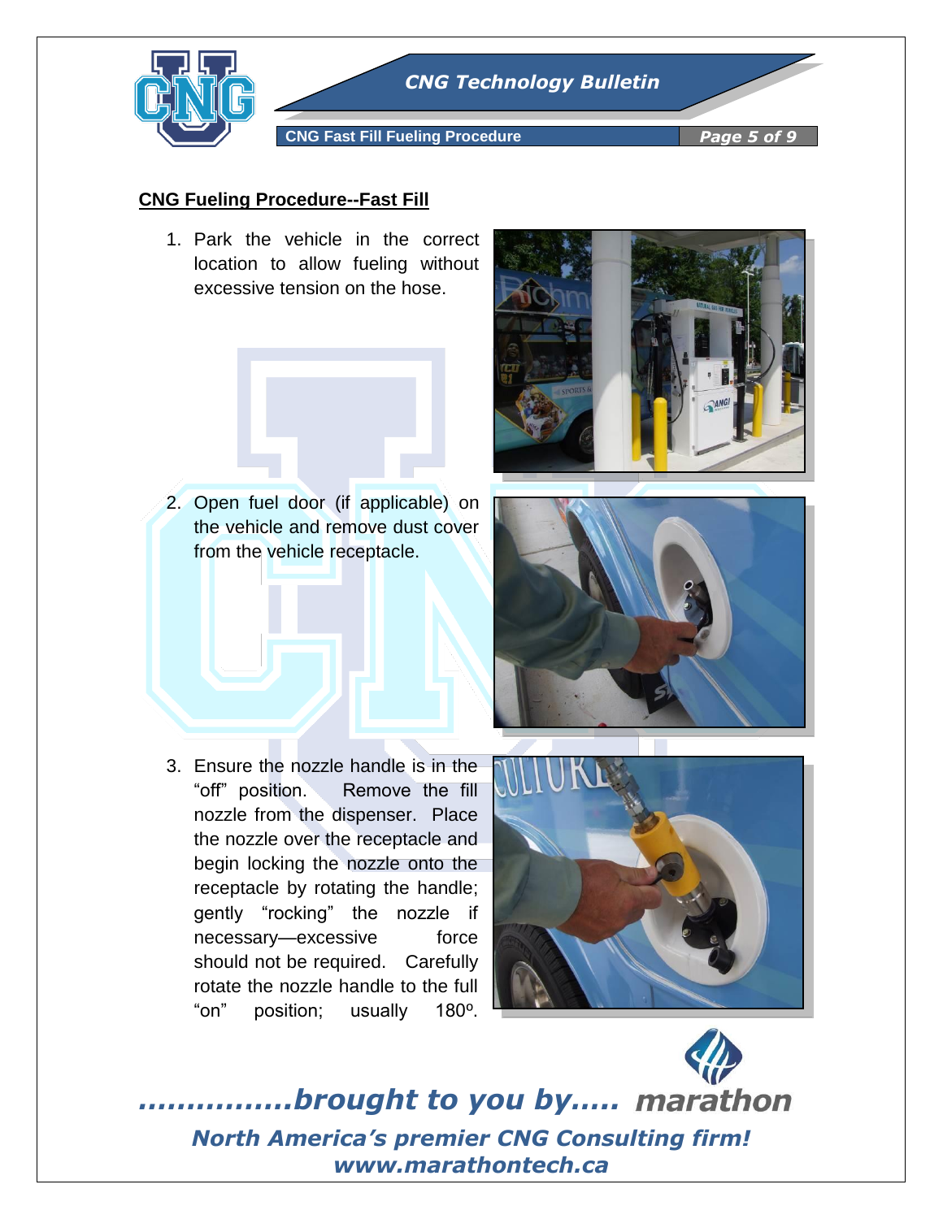## CNG Fueling Procedure--Fast Fill

1. Park the vehicle in the correct location to allow fueling without excessive tension on the hose.

2. Open fuel door (if applicable) on the vehicle and remove dust cover from the vehicle receptacle.

3. Ensure the nozzle handle is in the "off" position. Remove the fill nozzle from the dispenser. Place the nozzle over the receptacle and begin locking the nozzle onto the receptacle by rotating the handle; gently "rocking" the nozzle if necessary—excessive force should not be required. Carefully rotate the nozzle handle to the full "on" position; usually 180º.

*................brought to you by..... marathon*

***North America's premier CNG Consulting firm!***

***www.marathontech.ca***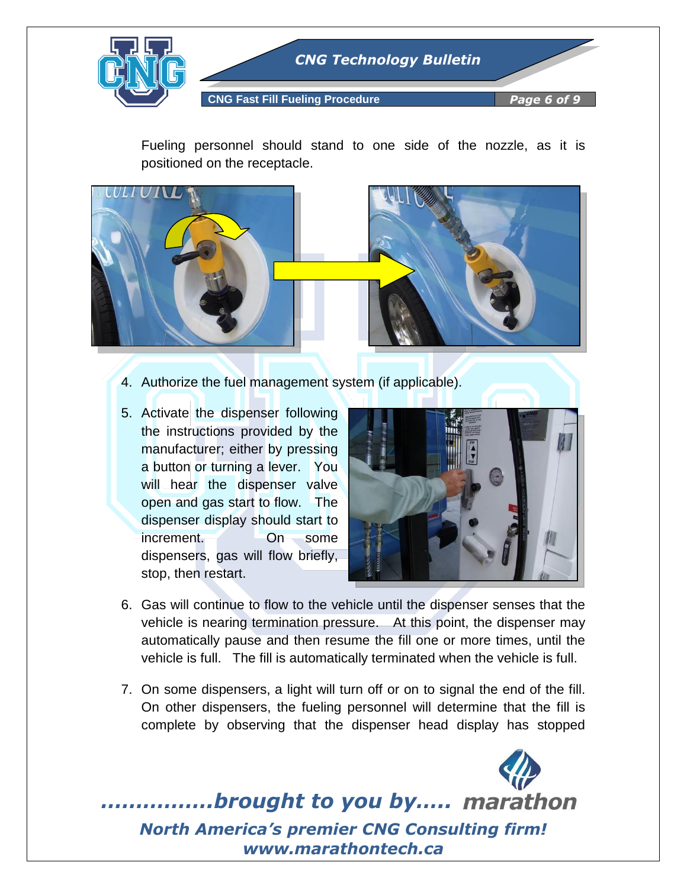Fueling personnel should stand to one side of the nozzle, as it is positioned on the receptacle.

4. Authorize the fuel management system (if applicable).

5. Activate the dispenser following the instructions provided by the manufacturer; either by pressing a button or turning a lever. You will hear the dispenser valve open and gas start to flow. The dispenser display should start to increment. On some dispensers, gas will flow briefly, stop, then restart.

6. Gas will continue to flow to the vehicle until the dispenser senses that the vehicle is nearing termination pressure. At this point, the dispenser may automatically pause and then resume the fill one or more times, until the vehicle is full. The fill is automatically terminated when the vehicle is full.

7. On some dispensers, a light will turn off or on to signal the end of the fill. On other dispensers, the fueling personnel will determine that the fill is complete by observing that the dispenser head display has stopped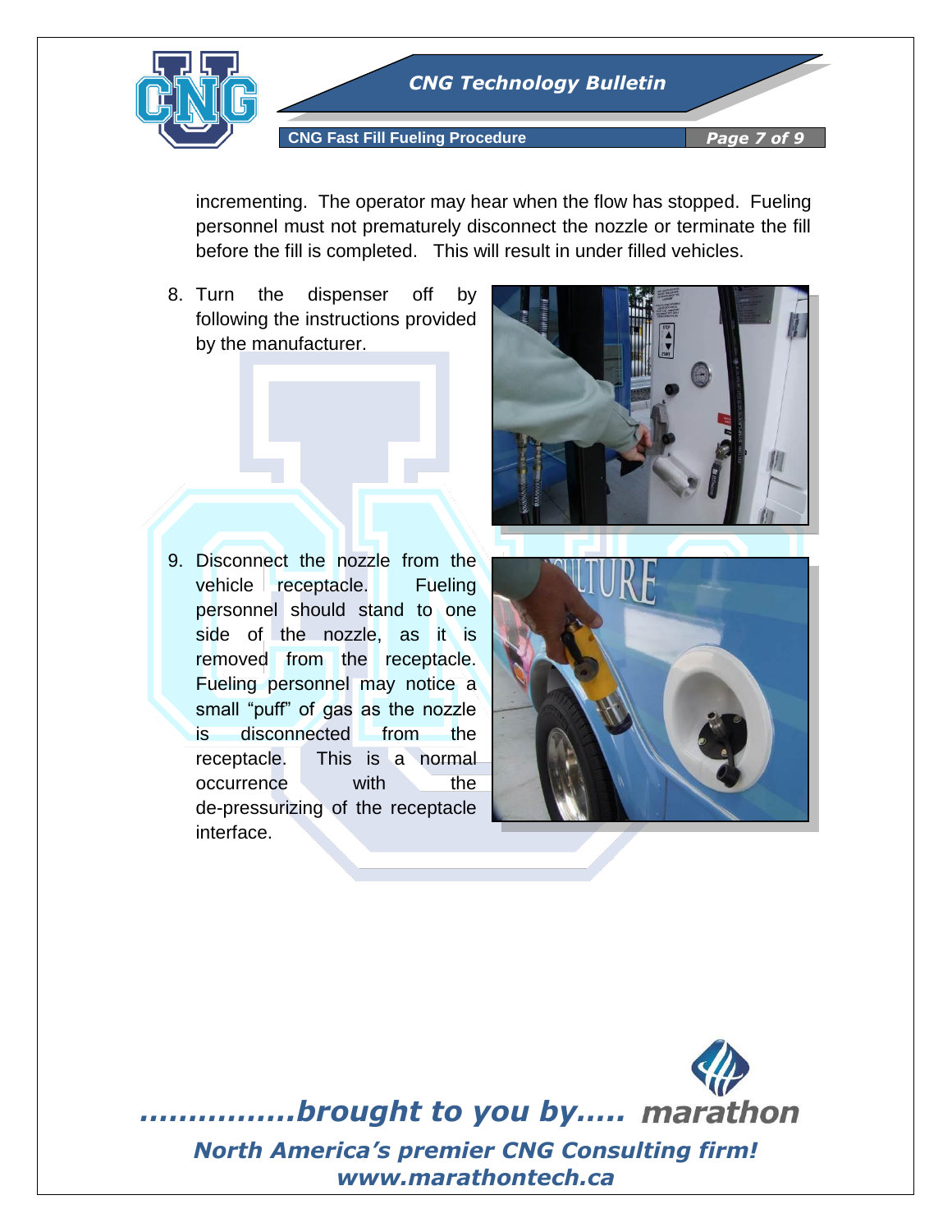incrementing. The operator may hear when the flow has stopped. Fueling personnel must not prematurely disconnect the nozzle or terminate the fill before the fill is completed. This will result in under filled vehicles.

8. Turn the dispenser off by following the instructions provided by the manufacturer.

9. Disconnect the nozzle from the vehicle receptacle. Fueling personnel should stand to one side of the nozzle, as it is removed from the receptacle. Fueling personnel may notice a small "puff" of gas as the nozzle is disconnected from the receptacle. This is a normal occurrence with the de-pressurizing of the receptacle interface.

*................brought to you by..... marathon*

***North America's premier CNG Consulting firm!***

***www.marathontech.ca***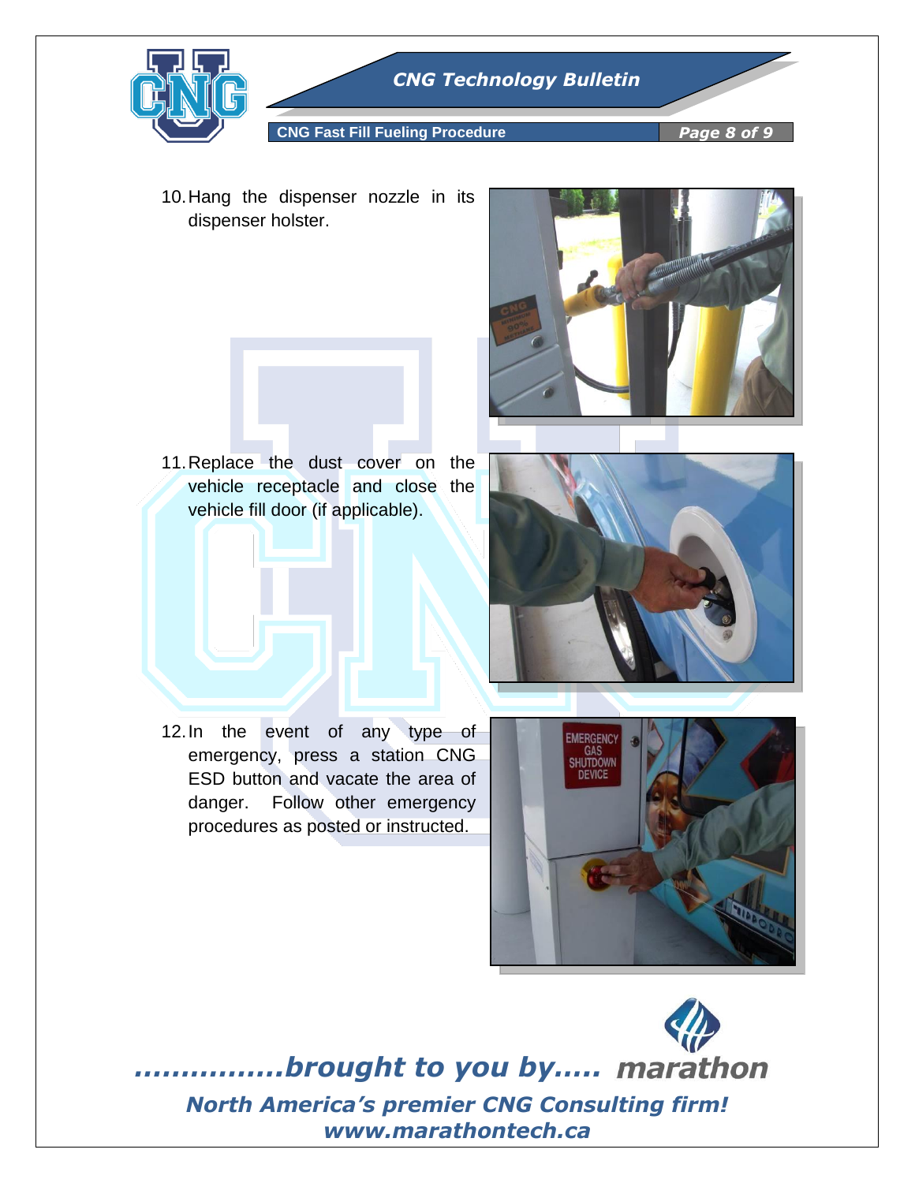10. Hang the dispenser nozzle in its dispenser holster.

11. Replace the dust cover on the vehicle receptacle and close the vehicle fill door (if applicable).

12. In the event of any type of emergency, press a station CNG ESD button and vacate the area of danger. Follow other emergency procedures as posted or instructed.

*................brought to you by.....* **marathon**

***North America's premier CNG Consulting firm!***
***www.marathontech.ca***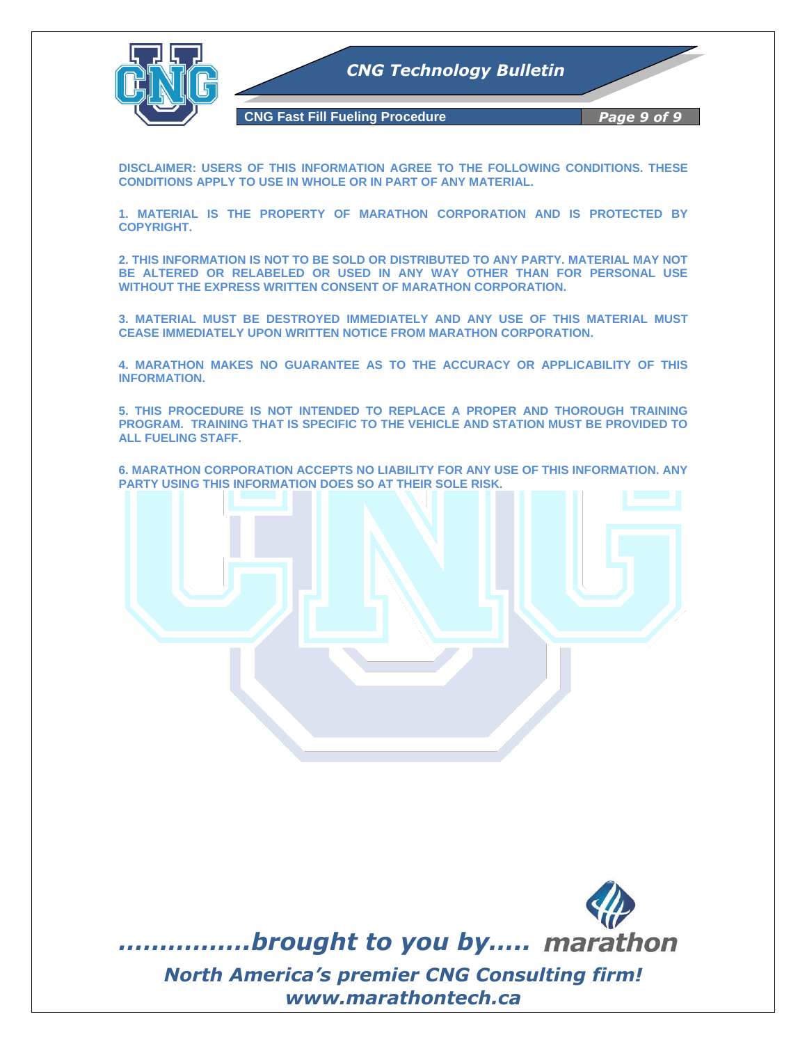DISCLAIMER: USERS OF THIS INFORMATION AGREE TO THE FOLLOWING CONDITIONS. THESE CONDITIONS APPLY TO USE IN WHOLE OR IN PART OF ANY MATERIAL.

1. MATERIAL IS THE PROPERTY OF MARATHON CORPORATION AND IS PROTECTED BY COPYRIGHT.

2. THIS INFORMATION IS NOT TO BE SOLD OR DISTRIBUTED TO ANY PARTY. MATERIAL MAY NOT BE ALTERED OR RELABELED OR USED IN ANY WAY OTHER THAN FOR PERSONAL USE WITHOUT THE EXPRESS WRITTEN CONSENT OF MARATHON CORPORATION.

3. MATERIAL MUST BE DESTROYED IMMEDIATELY AND ANY USE OF THIS MATERIAL MUST CEASE IMMEDIATELY UPON WRITTEN NOTICE FROM MARATHON CORPORATION.

4. MARATHON MAKES NO GUARANTEE AS TO THE ACCURACY OR APPLICABILITY OF THIS INFORMATION.

5. THIS PROCEDURE IS NOT INTENDED TO REPLACE A PROPER AND THOROUGH TRAINING PROGRAM. TRAINING THAT IS SPECIFIC TO THE VEHICLE AND STATION MUST BE PROVIDED TO ALL FUELING STAFF.

6. MARATHON CORPORATION ACCEPTS NO LIABILITY FOR ANY USE OF THIS INFORMATION. ANY PARTY USING THIS INFORMATION DOES SO AT THEIR SOLE RISK.

*................brought to you by..... marathon*

*North America's premier CNG Consulting firm!*

*www.marathontech.ca*